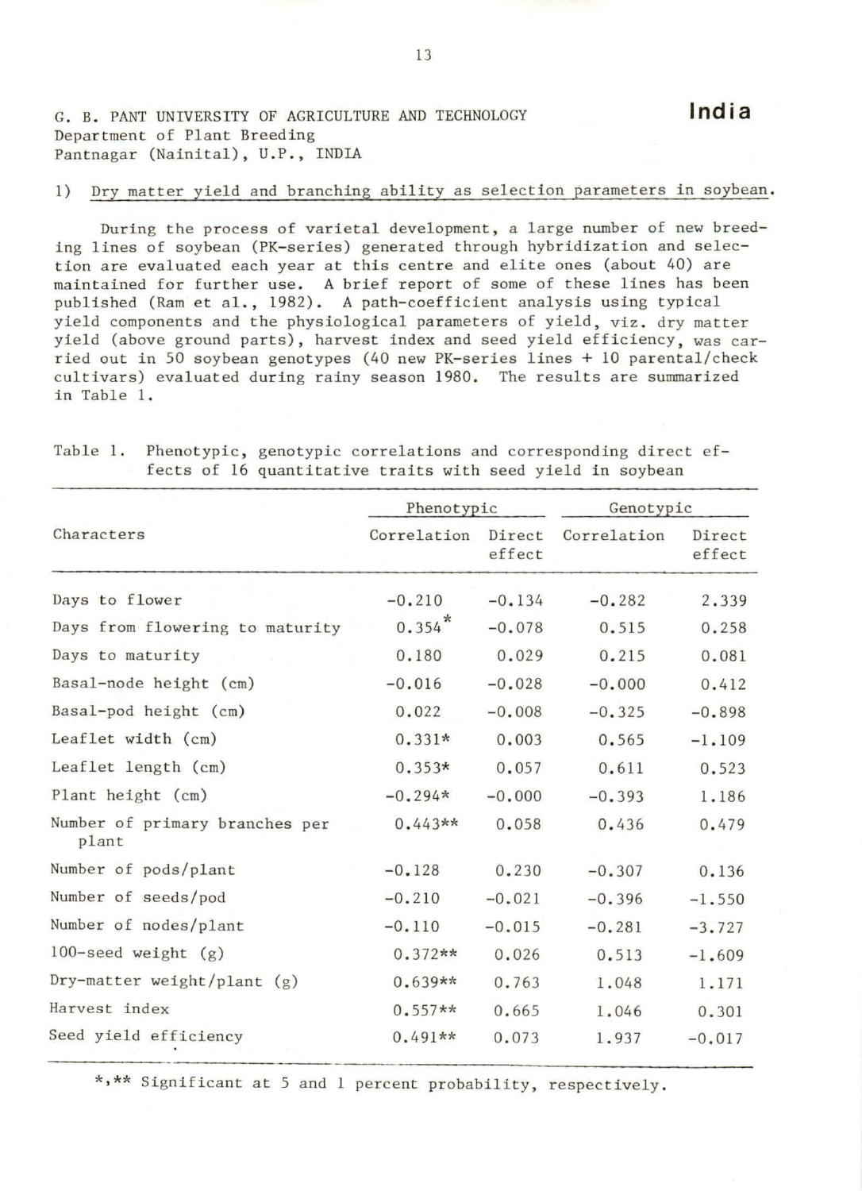G. B. PANT UNIVERSITY OF AGRICULTURE AND TECHNOLOGY
Department of Plant Breeding
Pantnagar (Nainital), U.P., INDIA

**India**

1) Dry matter yield and branching ability as selection parameters in soybean.

During the process of varietal development, a large number of new breeding lines of soybean (PK-series) generated through hybridization and selection are evaluated each year at this centre and elite ones (about 40) are maintained for further use. A brief report of some of these lines has been published (Ram et al., 1982). A path-coefficient analysis using typical yield components and the physiological parameters of yield, viz. dry matter yield (above ground parts), harvest index and seed yield efficiency, was carried out in 50 soybean genotypes (40 new PK-series lines + 10 parental/check cultivars) evaluated during rainy season 1980. The results are summarized in Table 1.

Table 1. Phenotypic, genotypic correlations and corresponding direct effects of 16 quantitative traits with seed yield in soybean

| Characters | Phenotypic | | Genotypic | |
|---|---|---|---|---|
| | Correlation | Direct effect | Correlation | Direct effect |
| Days to flower | -0.210 | -0.134 | -0.282 | 2.339 |
| Days from flowering to maturity | 0.354* | -0.078 | 0.515 | 0.258 |
| Days to maturity | 0.180 | 0.029 | 0.215 | 0.081 |
| Basal-node height (cm) | -0.016 | -0.028 | -0.000 | 0.412 |
| Basal-pod height (cm) | 0.022 | -0.008 | -0.325 | -0.898 |
| Leaflet width (cm) | 0.331* | 0.003 | 0.565 | -1.109 |
| Leaflet length (cm) | 0.353* | 0.057 | 0.611 | 0.523 |
| Plant height (cm) | -0.294* | -0.000 | -0.393 | 1.186 |
| Number of primary branches per plant | 0.443** | 0.058 | 0.436 | 0.479 |
| Number of pods/plant | -0.128 | 0.230 | -0.307 | 0.136 |
| Number of seeds/pod | -0.210 | -0.021 | -0.396 | -1.550 |
| Number of nodes/plant | -0.110 | -0.015 | -0.281 | -3.727 |
| 100-seed weight (g) | 0.372** | 0.026 | 0.513 | -1.609 |
| Dry-matter weight/plant (g) | 0.639** | 0.763 | 1.048 | 1.171 |
| Harvest index | 0.557** | 0.665 | 1.046 | 0.301 |
| Seed yield efficiency | 0.491** | 0.073 | 1.937 | -0.017 |

*,** Significant at 5 and 1 percent probability, respectively.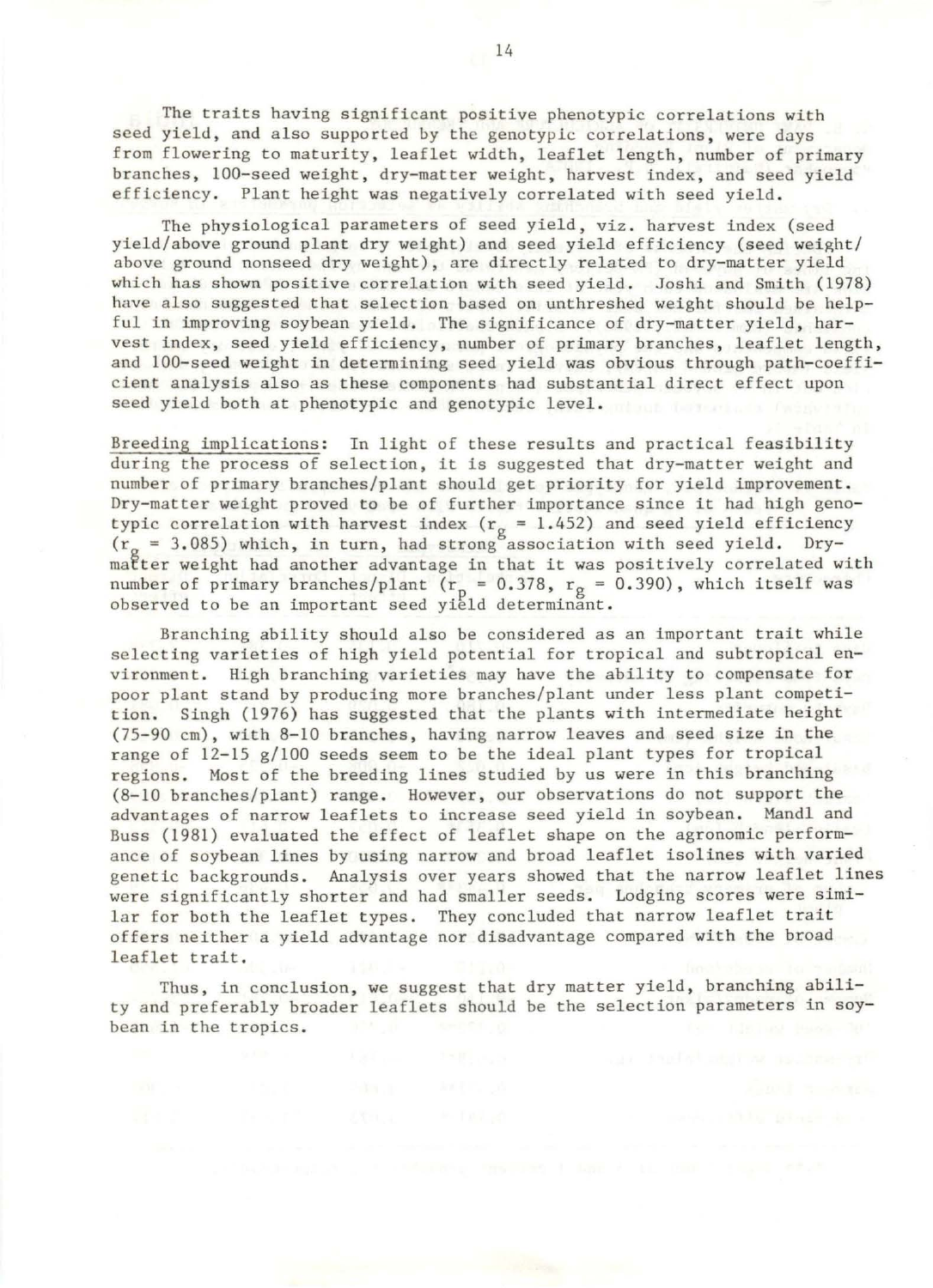The traits having significant positive phenotypic correlations with seed yield, and also supported by the genotypic correlations, were days from flowering to maturity, leaflet width, leaflet length, number of primary branches, 100-seed weight, dry-matter weight, harvest index, and seed yield efficiency. Plant height was negatively correlated with seed yield.

The physiological parameters of seed yield, viz. harvest index (seed yield/above ground plant dry weight) and seed yield efficiency (seed weight/ above ground nonseed dry weight), are directly related to dry-matter yield which has shown positive correlation with seed yield. Joshi and Smith (1978) have also suggested that selection based on unthreshed weight should be helpful in improving soybean yield. The significance of dry-matter yield, harvest index, seed yield efficiency, number of primary branches, leaflet length, and 100-seed weight in determining seed yield was obvious through path-coefficient analysis also as these components had substantial direct effect upon seed yield both at phenotypic and genotypic level.

Breeding implications: In light of these results and practical feasibility during the process of selection, it is suggested that dry-matter weight and number of primary branches/plant should get priority for yield improvement. Dry-matter weight proved to be of further importance since it had high genotypic correlation with harvest index ($r_g$ = 1.452) and seed yield efficiency ($r_g$ = 3.085) which, in turn, had strong association with seed yield. Dry-matter weight had another advantage in that it was positively correlated with number of primary branches/plant ($r_p$ = 0.378, $r_g$ = 0.390), which itself was observed to be an important seed yield determinant.

Branching ability should also be considered as an important trait while selecting varieties of high yield potential for tropical and subtropical environment. High branching varieties may have the ability to compensate for poor plant stand by producing more branches/plant under less plant competition. Singh (1976) has suggested that the plants with intermediate height (75-90 cm), with 8-10 branches, having narrow leaves and seed size in the range of 12-15 g/100 seeds seem to be the ideal plant types for tropical regions. Most of the breeding lines studied by us were in this branching (8-10 branches/plant) range. However, our observations do not support the advantages of narrow leaflets to increase seed yield in soybean. Mandl and Buss (1981) evaluated the effect of leaflet shape on the agronomic performance of soybean lines by using narrow and broad leaflet isolines with varied genetic backgrounds. Analysis over years showed that the narrow leaflet lines were significantly shorter and had smaller seeds. Lodging scores were similar for both the leaflet types. They concluded that narrow leaflet trait offers neither a yield advantage nor disadvantage compared with the broad leaflet trait.

Thus, in conclusion, we suggest that dry matter yield, branching ability and preferably broader leaflets should be the selection parameters in soybean in the tropics.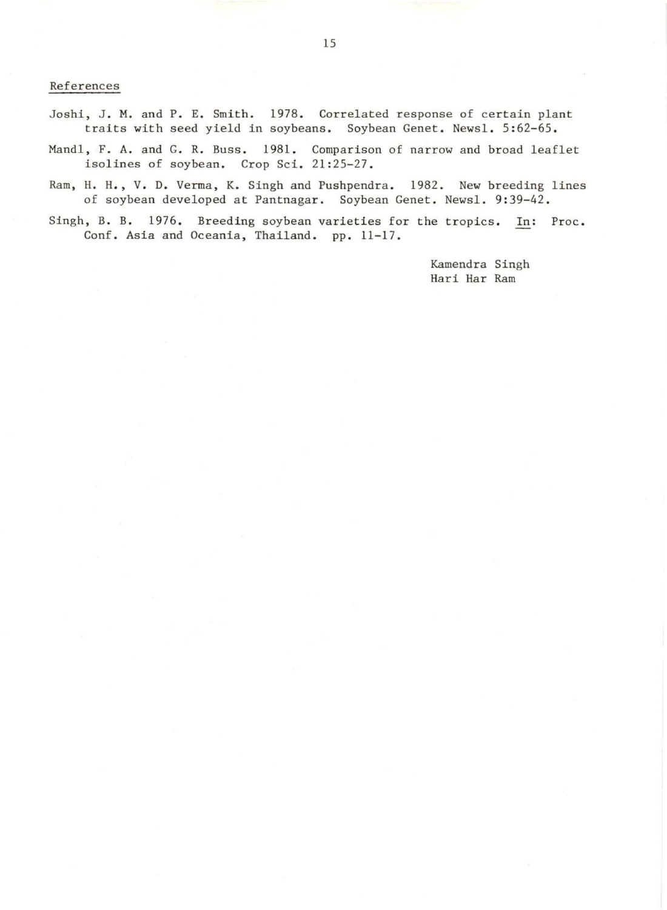## References

Joshi, J. M. and P. E. Smith. 1978. Correlated response of certain plant traits with seed yield in soybeans. Soybean Genet. Newsl. 5:62-65.

Mandl, F. A. and G. R. Buss. 1981. Comparison of narrow and broad leaflet isolines of soybean. Crop Sci. 21:25-27.

Ram, H. H., V. D. Verma, K. Singh and Pushpendra. 1982. New breeding lines of soybean developed at Pantnagar. Soybean Genet. Newsl. 9:39-42.

Singh, B. B. 1976. Breeding soybean varieties for the tropics. In: Proc. Conf. Asia and Oceania, Thailand. pp. 11-17.

Kamendra Singh
Hari Har Ram